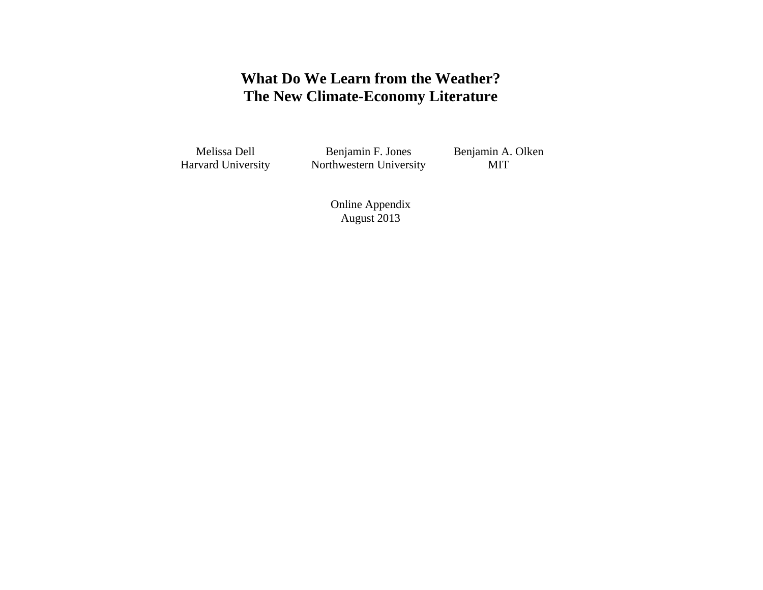# What Do We Learn from the Weather?
# The New Climate-Economy Literature

Melissa Dell
Harvard University

Benjamin F. Jones
Northwestern University

Benjamin A. Olken
MIT

Online Appendix
August 2013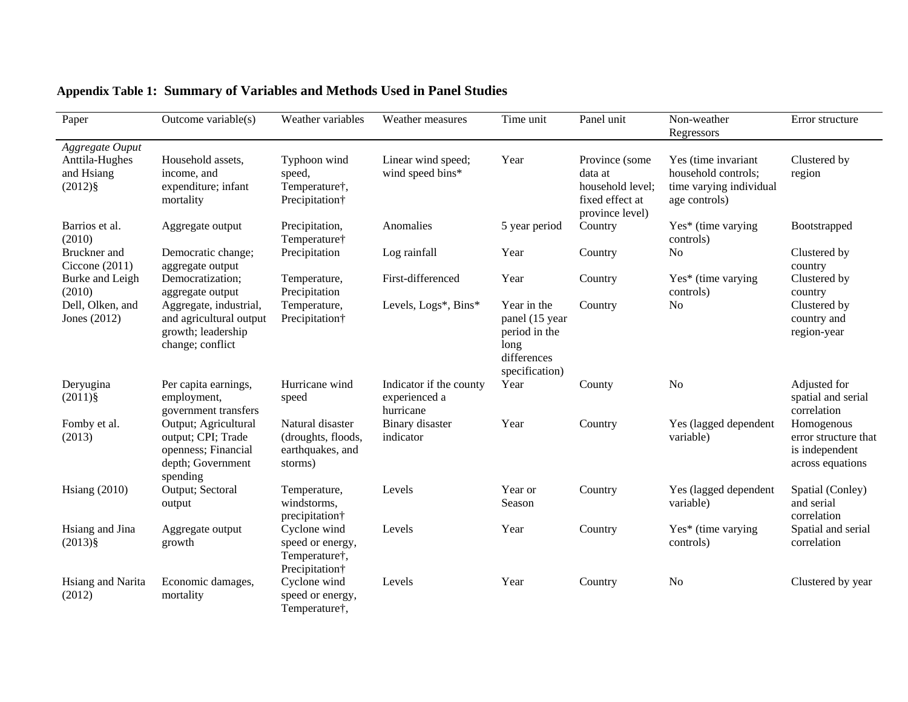**Appendix Table 1: Summary of Variables and Methods Used in Panel Studies**

| Paper | Outcome variable(s) | Weather variables | Weather measures | Time unit | Panel unit | Non-weather Regressors | Error structure |
|---|---|---|---|---|---|---|---|
| *Aggregate Ouput* | | | | | | | |
| Anttila-Hughes and Hsiang (2012)§ | Household assets, income, and expenditure; infant mortality | Typhoon wind speed, Temperature†, Precipitation† | Linear wind speed; wind speed bins* | Year | Province (some data at household level; fixed effect at province level) | Yes (time invariant household controls; time varying individual age controls) | Clustered by region |
| Barrios et al. (2010) | Aggregate output | Precipitation, Temperature† | Anomalies | 5 year period | Country | Yes* (time varying controls) | Bootstrapped |
| Bruckner and Ciccone (2011) | Democratic change; aggregate output | Precipitation | Log rainfall | Year | Country | No | Clustered by country |
| Burke and Leigh (2010) | Democratization; aggregate output | Temperature, Precipitation | First-differenced | Year | Country | Yes* (time varying controls) | Clustered by country |
| Dell, Olken, and Jones (2012) | Aggregate, industrial, and agricultural output growth; leadership change; conflict | Temperature, Precipitation† | Levels, Logs*, Bins* | Year in the panel (15 year period in the long differences specification) | Country | No | Clustered by country and region-year |
| Deryugina (2011)§ | Per capita earnings, employment, government transfers | Hurricane wind speed | Indicator if the county experienced a hurricane | Year | County | No | Adjusted for spatial and serial correlation |
| Fomby et al. (2013) | Output; Agricultural output; CPI; Trade openness; Financial depth; Government spending | Natural disaster (droughts, floods, earthquakes, and storms) | Binary disaster indicator | Year | Country | Yes (lagged dependent variable) | Homogenous error structure that is independent across equations |
| Hsiang (2010) | Output; Sectoral output | Temperature, windstorms, precipitation† | Levels | Year or Season | Country | Yes (lagged dependent variable) | Spatial (Conley) and serial correlation |
| Hsiang and Jina (2013)§ | Aggregate output growth | Cyclone wind speed or energy, Temperature†, Precipitation† | Levels | Year | Country | Yes* (time varying controls) | Spatial and serial correlation |
| Hsiang and Narita (2012) | Economic damages, mortality | Cyclone wind speed or energy, Temperature†, | Levels | Year | Country | No | Clustered by year |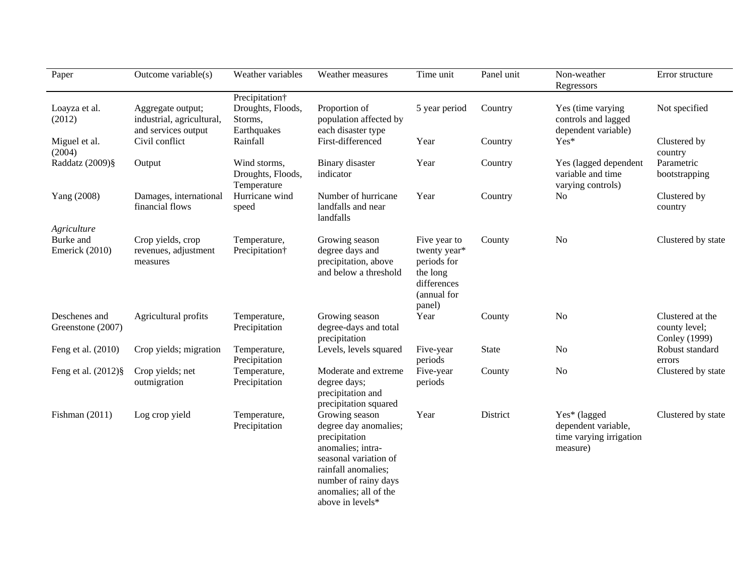| Paper | Outcome variable(s) | Weather variables | Weather measures | Time unit | Panel unit | Non-weather Regressors | Error structure |
|---|---|---|---|---|---|---|---|
| Loayza et al. (2012) | Aggregate output; industrial, agricultural, and services output | Precipitation† Droughts, Floods, Storms, Earthquakes | Proportion of population affected by each disaster type | 5 year period | Country | Yes (time varying controls and lagged dependent variable) | Not specified |
| Miguel et al. (2004) | Civil conflict | Rainfall | First-differenced | Year | Country | Yes* | Clustered by country |
| Raddatz (2009)§ | Output | Wind storms, Droughts, Floods, Temperature | Binary disaster indicator | Year | Country | Yes (lagged dependent variable and time varying controls) | Parametric bootstrapping |
| Yang (2008) | Damages, international financial flows | Hurricane wind speed | Number of hurricane landfalls and near landfalls | Year | Country | No | Clustered by country |
| *Agriculture* | | | | | | | |
| Burke and Emerick (2010) | Crop yields, crop revenues, adjustment measures | Temperature, Precipitation† | Growing season degree days and precipitation, above and below a threshold | Five year to twenty year* periods for the long differences (annual for panel) | County | No | Clustered by state |
| Deschenes and Greenstone (2007) | Agricultural profits | Temperature, Precipitation | Growing season degree-days and total precipitation | Year | County | No | Clustered at the county level; Conley (1999) |
| Feng et al. (2010) | Crop yields; migration | Temperature, Precipitation | Levels, levels squared | Five-year periods | State | No | Robust standard errors |
| Feng et al. (2012)§ | Crop yields; net outmigration | Temperature, Precipitation | Moderate and extreme degree days; precipitation and precipitation squared | Five-year periods | County | No | Clustered by state |
| Fishman (2011) | Log crop yield | Temperature, Precipitation | Growing season degree day anomalies; precipitation anomalies; intra-seasonal variation of rainfall anomalies; number of rainy days anomalies; all of the above in levels* | Year | District | Yes* (lagged dependent variable, time varying irrigation measure) | Clustered by state |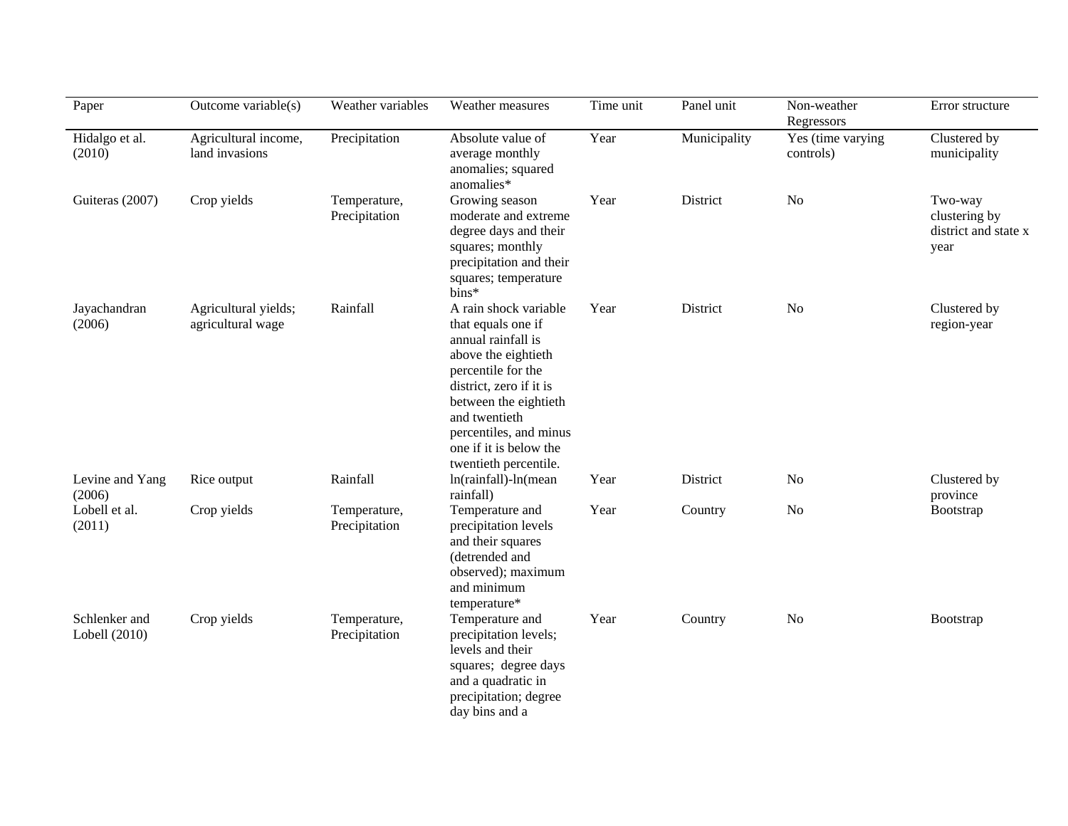| Paper | Outcome variable(s) | Weather variables | Weather measures | Time unit | Panel unit | Non-weather Regressors | Error structure |
| --- | --- | --- | --- | --- | --- | --- | --- |
| Hidalgo et al. (2010) | Agricultural income, land invasions | Precipitation | Absolute value of average monthly anomalies; squared anomalies* | Year | Municipality | Yes (time varying controls) | Clustered by municipality |
| Guiteras (2007) | Crop yields | Temperature, Precipitation | Growing season moderate and extreme degree days and their squares; monthly precipitation and their squares; temperature bins* | Year | District | No | Two-way clustering by district and state x year |
| Jayachandran (2006) | Agricultural yields; agricultural wage | Rainfall | A rain shock variable that equals one if annual rainfall is above the eightieth percentile for the district, zero if it is between the eightieth and twentieth percentiles, and minus one if it is below the twentieth percentile. | Year | District | No | Clustered by region-year |
| Levine and Yang (2006) | Rice output | Rainfall | ln(rainfall)-ln(mean rainfall) | Year | District | No | Clustered by province |
| Lobell et al. (2011) | Crop yields | Temperature, Precipitation | Temperature and precipitation levels and their squares (detrended and observed); maximum and minimum temperature* | Year | Country | No | Bootstrap |
| Schlenker and Lobell (2010) | Crop yields | Temperature, Precipitation | Temperature and precipitation levels; levels and their squares; degree days and a quadratic in precipitation; degree day bins and a | Year | Country | No | Bootstrap |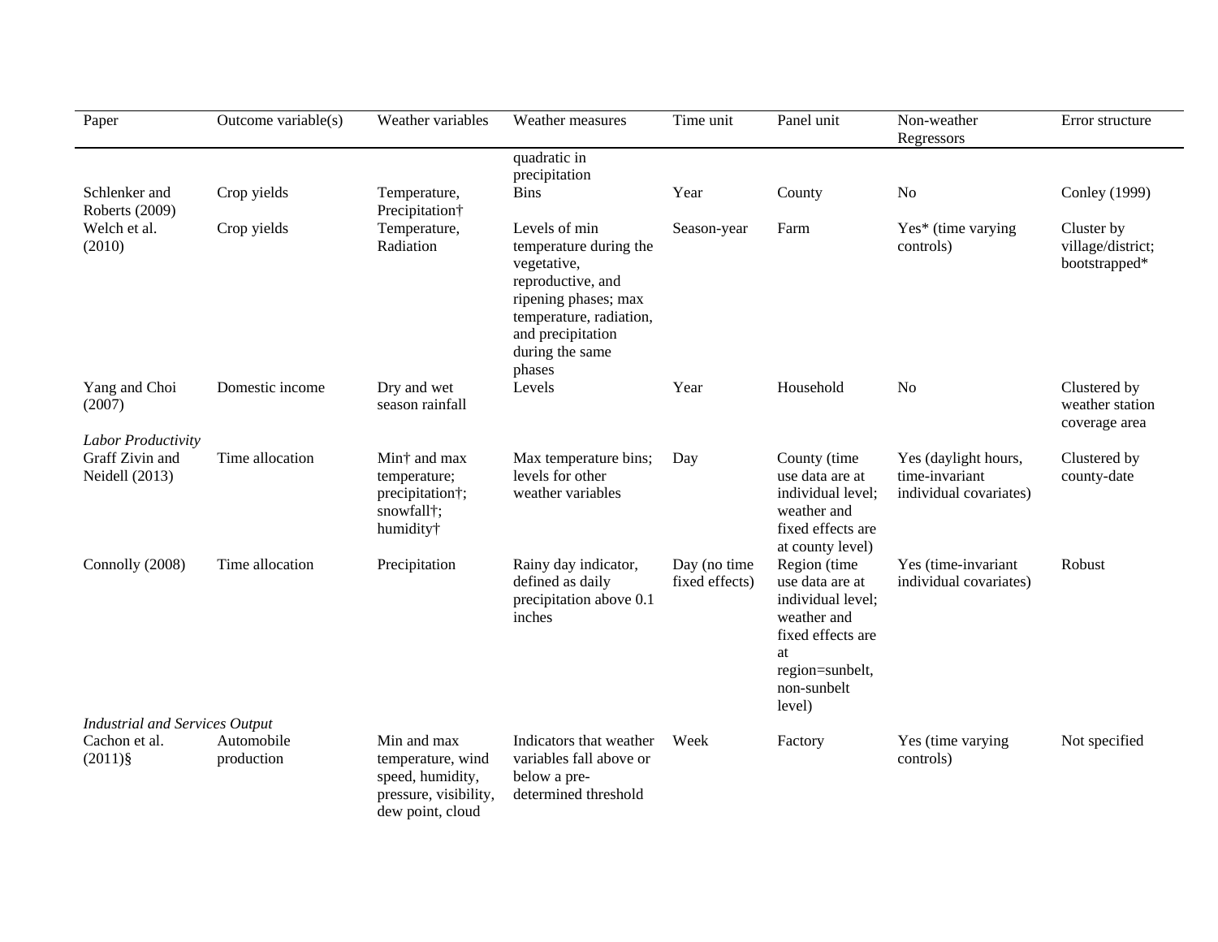| Paper | Outcome variable(s) | Weather variables | Weather measures | Time unit | Panel unit | Non-weather Regressors | Error structure |
|---|---|---|---|---|---|---|---|
| | | | quadratic in precipitation | | | | |
| Schlenker and Roberts (2009) | Crop yields | Temperature, Precipitation† | Bins | Year | County | No | Conley (1999) |
| Welch et al. (2010) | Crop yields | Temperature, Radiation | Levels of min temperature during the vegetative, reproductive, and ripening phases; max temperature, radiation, and precipitation during the same phases | Season-year | Farm | Yes* (time varying controls) | Cluster by village/district; bootstrapped* |
| Yang and Choi (2007) | Domestic income | Dry and wet season rainfall | Levels | Year | Household | No | Clustered by weather station coverage area |
| *Labor Productivity* | | | | | | | |
| Graff Zivin and Neidell (2013) | Time allocation | Min† and max temperature; precipitation†; snowfall†; humidity† | Max temperature bins; levels for other weather variables | Day | County (time use data are at individual level; weather and fixed effects are at county level) | Yes (daylight hours, time-invariant individual covariates) | Clustered by county-date |
| Connolly (2008) | Time allocation | Precipitation | Rainy day indicator, defined as daily precipitation above 0.1 inches | Day (no time fixed effects) | Region (time use data are at individual level; weather and fixed effects are at region=sunbelt, non-sunbelt level) | Yes (time-invariant individual covariates) | Robust |
| *Industrial and Services Output* | | | | | | | |
| Cachon et al. (2011)§ | Automobile production | Min and max temperature, wind speed, humidity, pressure, visibility, dew point, cloud | Indicators that weather variables fall above or below a pre-determined threshold | Week | Factory | Yes (time varying controls) | Not specified |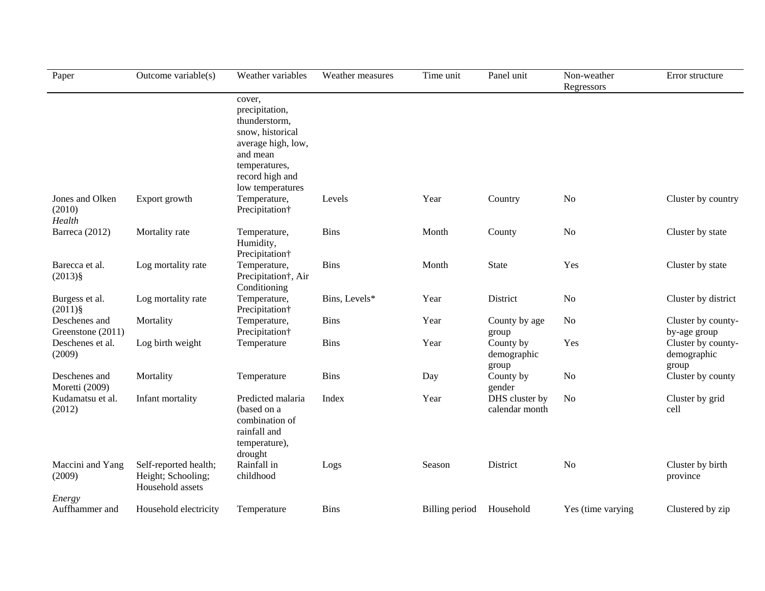| Paper | Outcome variable(s) | Weather variables | Weather measures | Time unit | Panel unit | Non-weather Regressors | Error structure |
|---|---|---|---|---|---|---|---|
| | | cover, precipitation, thunderstorm, snow, historical average high, low, and mean temperatures, record high and low temperatures | | | | | |
| Jones and Olken (2010) | Export growth | Temperature, Precipitation† | Levels | Year | Country | No | Cluster by country |
| *Health* | | | | | | | |
| Barreca (2012) | Mortality rate | Temperature, Humidity, Precipitation† | Bins | Month | County | No | Cluster by state |
| Barecca et al. (2013)§ | Log mortality rate | Temperature, Precipitation†, Air Conditioning | Bins | Month | State | Yes | Cluster by state |
| Burgess et al. (2011)§ | Log mortality rate | Temperature, Precipitation† | Bins, Levels* | Year | District | No | Cluster by district |
| Deschenes and Greenstone (2011) | Mortality | Temperature, Precipitation† | Bins | Year | County by age group | No | Cluster by county-by-age group |
| Deschenes et al. (2009) | Log birth weight | Temperature | Bins | Year | County by demographic group | Yes | Cluster by county-demographic group |
| Deschenes and Moretti (2009) | Mortality | Temperature | Bins | Day | County by gender | No | Cluster by county |
| Kudamatsu et al. (2012) | Infant mortality | Predicted malaria (based on a combination of rainfall and temperature), drought | Index | Year | DHS cluster by calendar month | No | Cluster by grid cell |
| Maccini and Yang (2009) | Self-reported health; Height; Schooling; Household assets | Rainfall in childhood | Logs | Season | District | No | Cluster by birth province |
| *Energy* | | | | | | | |
| Auffhammer and | Household electricity | Temperature | Bins | Billing period | Household | Yes (time varying | Clustered by zip |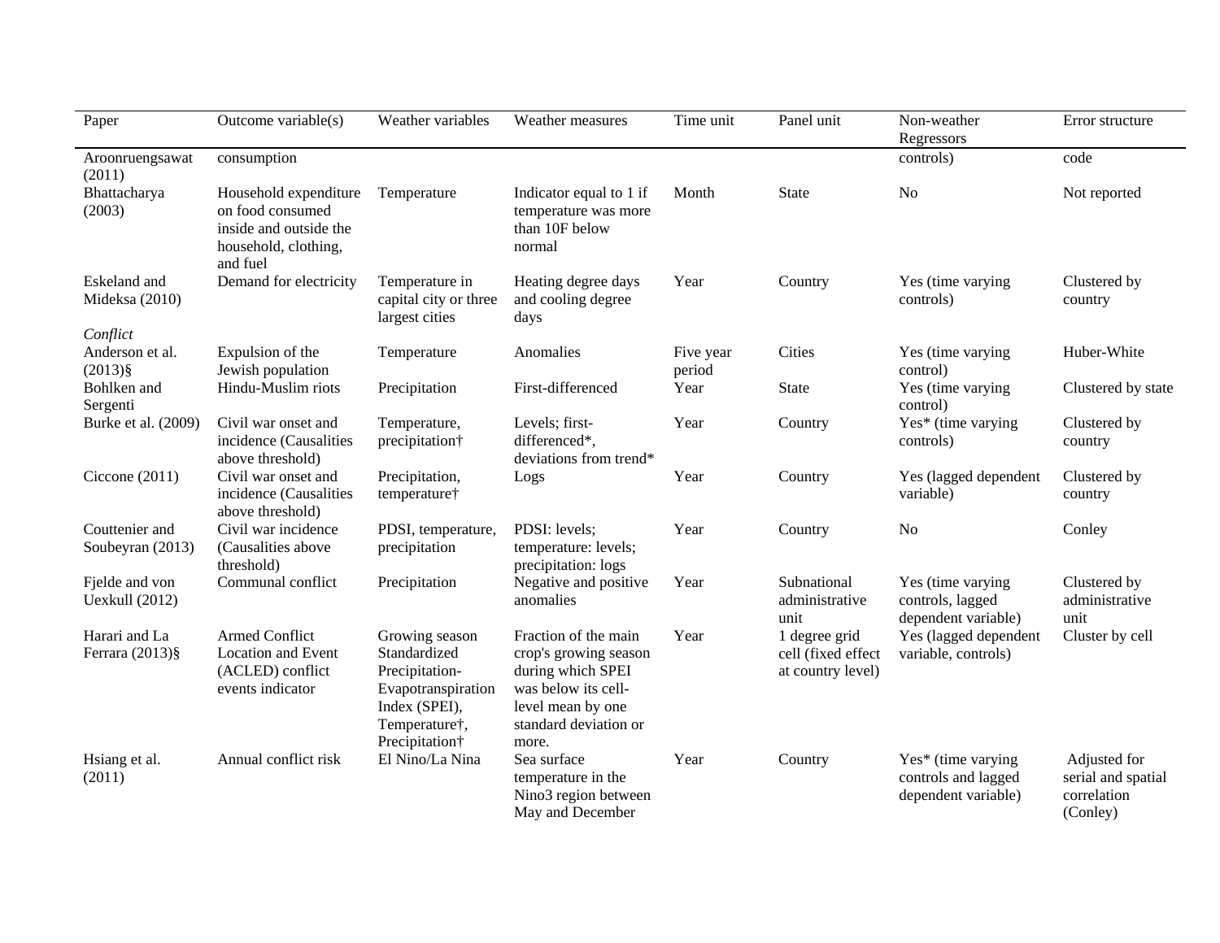| Paper | Outcome variable(s) | Weather variables | Weather measures | Time unit | Panel unit | Non-weather Regressors | Error structure |
|---|---|---|---|---|---|---|---|
| Aroonruengsawat (2011) | consumption | | | | | controls) | code |
| Bhattacharya (2003) | Household expenditure on food consumed inside and outside the household, clothing, and fuel | Temperature | Indicator equal to 1 if temperature was more than 10F below normal | Month | State | No | Not reported |
| Eskeland and Mideksa (2010) | Demand for electricity | Temperature in capital city or three largest cities | Heating degree days and cooling degree days | Year | Country | Yes (time varying controls) | Clustered by country |
| *Conflict* | | | | | | | |
| Anderson et al. (2013)§ | Expulsion of the Jewish population | Temperature | Anomalies | Five year period | Cities | Yes (time varying control) | Huber-White |
| Bohlken and Sergenti | Hindu-Muslim riots | Precipitation | First-differenced | Year | State | Yes (time varying control) | Clustered by state |
| Burke et al. (2009) | Civil war onset and incidence (Causalities above threshold) | Temperature, precipitation† | Levels; first-differenced*, deviations from trend* | Year | Country | Yes* (time varying controls) | Clustered by country |
| Ciccone (2011) | Civil war onset and incidence (Causalities above threshold) | Precipitation, temperature† | Logs | Year | Country | Yes (lagged dependent variable) | Clustered by country |
| Couttenier and Soubeyran (2013) | Civil war incidence (Causalities above threshold) | PDSI, temperature, precipitation | PDSI: levels; temperature: levels; precipitation: logs | Year | Country | No | Conley |
| Fjelde and von Uexkull (2012) | Communal conflict | Precipitation | Negative and positive anomalies | Year | Subnational administrative unit | Yes (time varying controls, lagged dependent variable) | Clustered by administrative unit |
| Harari and La Ferrara (2013)§ | Armed Conflict Location and Event (ACLED) conflict events indicator | Growing season Standardized Precipitation-Evapotranspiration Index (SPEI), Temperature†, Precipitation† | Fraction of the main crop's growing season during which SPEI was below its cell-level mean by one standard deviation or more. | Year | 1 degree grid cell (fixed effect at country level) | Yes (lagged dependent variable, controls) | Cluster by cell |
| Hsiang et al. (2011) | Annual conflict risk | El Nino/La Nina | Sea surface temperature in the Nino3 region between May and December | Year | Country | Yes* (time varying controls and lagged dependent variable) | Adjusted for serial and spatial correlation (Conley) |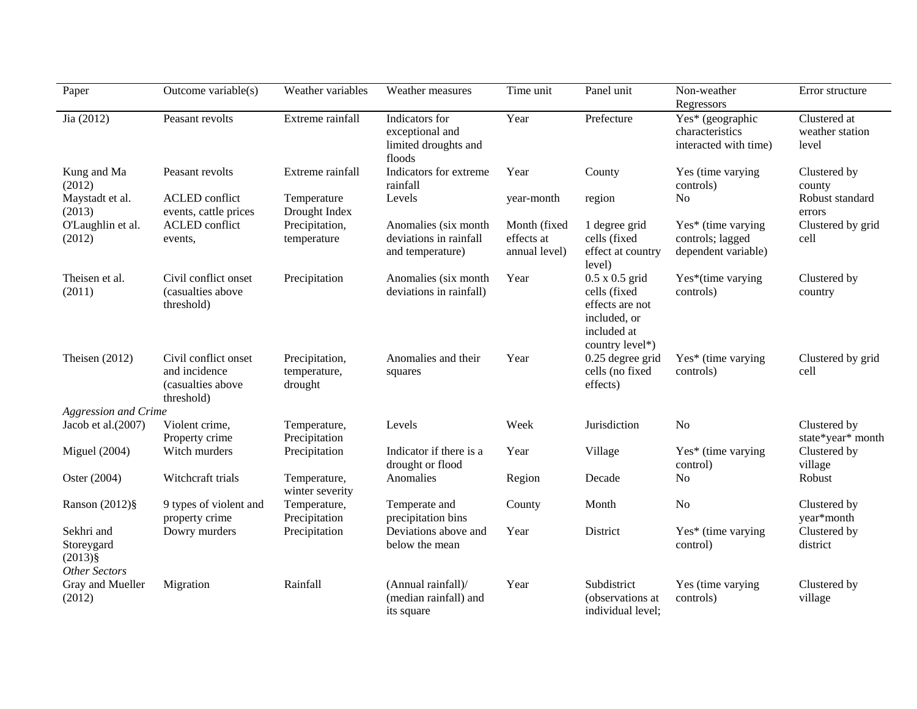| Paper | Outcome variable(s) | Weather variables | Weather measures | Time unit | Panel unit | Non-weather Regressors | Error structure |
|---|---|---|---|---|---|---|---|
| Jia (2012) | Peasant revolts | Extreme rainfall | Indicators for exceptional and limited droughts and floods | Year | Prefecture | Yes* (geographic characteristics interacted with time) | Clustered at weather station level |
| Kung and Ma (2012) | Peasant revolts | Extreme rainfall | Indicators for extreme rainfall | Year | County | Yes (time varying controls) | Clustered by county |
| Maystadt et al. (2013) | ACLED conflict events, cattle prices | Temperature Drought Index | Levels | year-month | region | No | Robust standard errors |
| O'Laughlin et al. (2012) | ACLED conflict events, | Precipitation, temperature | Anomalies (six month deviations in rainfall and temperature) | Month (fixed effects at annual level) | 1 degree grid cells (fixed effect at country level) | Yes* (time varying controls; lagged dependent variable) | Clustered by grid cell |
| Theisen et al. (2011) | Civil conflict onset (casualties above threshold) | Precipitation | Anomalies (six month deviations in rainfall) | Year | 0.5 x 0.5 grid cells (fixed effects are not included, or included at country level*) | Yes*(time varying controls) | Clustered by country |
| Theisen (2012) | Civil conflict onset and incidence (casualties above threshold) | Precipitation, temperature, drought | Anomalies and their squares | Year | 0.25 degree grid cells (no fixed effects) | Yes* (time varying controls) | Clustered by grid cell |
| *Aggression and Crime* | | | | | | | |
| Jacob et al.(2007) | Violent crime, Property crime | Temperature, Precipitation | Levels | Week | Jurisdiction | No | Clustered by state*year* month |
| Miguel (2004) | Witch murders | Precipitation | Indicator if there is a drought or flood | Year | Village | Yes* (time varying control) | Clustered by village |
| Oster (2004) | Witchcraft trials | Temperature, winter severity | Anomalies | Region | Decade | No | Robust |
| Ranson (2012)§ | 9 types of violent and property crime | Temperature, Precipitation | Temperate and precipitation bins | County | Month | No | Clustered by year*month |
| Sekhri and Storeygard (2013)§ | Dowry murders | Precipitation | Deviations above and below the mean | Year | District | Yes* (time varying control) | Clustered by district |
| *Other Sectors* | | | | | | | |
| Gray and Mueller (2012) | Migration | Rainfall | (Annual rainfall)/ (median rainfall) and its square | Year | Subdistrict (observations at individual level; | Yes (time varying controls) | Clustered by village |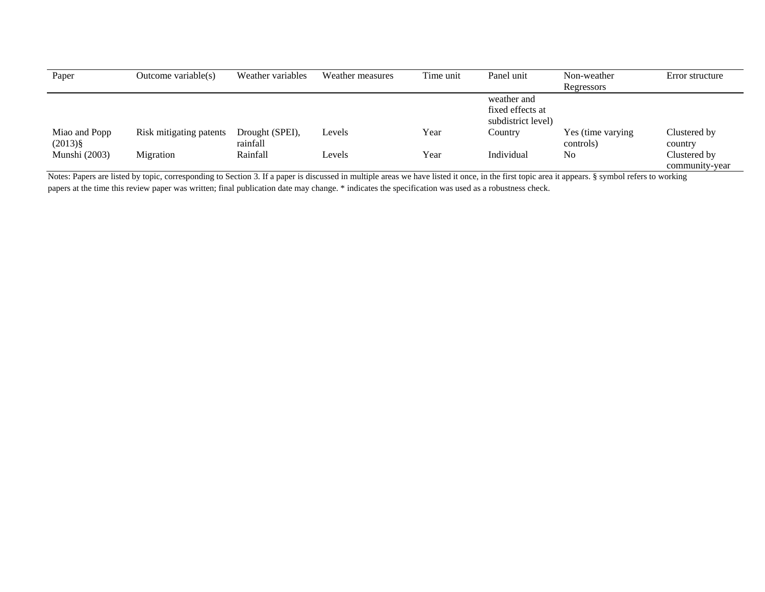| Paper | Outcome variable(s) | Weather variables | Weather measures | Time unit | Panel unit | Non-weather Regressors | Error structure |
|---|---|---|---|---|---|---|---|
| | | | | | weather and fixed effects at subdistrict level) | | |
| Miao and Popp (2013)§ | Risk mitigating patents | Drought (SPEI), rainfall | Levels | Year | Country | Yes (time varying controls) | Clustered by country |
| Munshi (2003) | Migration | Rainfall | Levels | Year | Individual | No | Clustered by community-year |

Notes: Papers are listed by topic, corresponding to Section 3. If a paper is discussed in multiple areas we have listed it once, in the first topic area it appears. § symbol refers to working papers at the time this review paper was written; final publication date may change. * indicates the specification was used as a robustness check.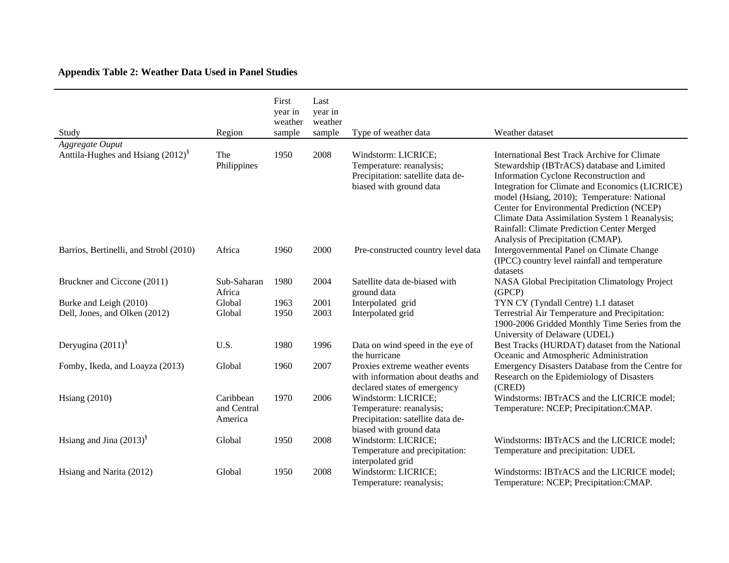**Appendix Table 2: Weather Data Used in Panel Studies**

| Study | Region | First year in weather sample | Last year in weather sample | Type of weather data | Weather dataset |
|---|---|---|---|---|---|
| *Aggregate Ouput* | | | | | |
| Anttila-Hughes and Hsiang (2012)§ | The Philippines | 1950 | 2008 | Windstorm: LICRICE; Temperature: reanalysis; Precipitation: satellite data de-biased with ground data | International Best Track Archive for Climate Stewardship (IBTrACS) database and Limited Information Cyclone Reconstruction and Integration for Climate and Economics (LICRICE) model (Hsiang, 2010); Temperature: National Center for Environmental Prediction (NCEP) Climate Data Assimilation System 1 Reanalysis; Rainfall: Climate Prediction Center Merged Analysis of Precipitation (CMAP). |
| Barrios, Bertinelli, and Strobl (2010) | Africa | 1960 | 2000 | Pre-constructed country level data | Intergovernmental Panel on Climate Change (IPCC) country level rainfall and temperature datasets |
| Bruckner and Ciccone (2011) | Sub-Saharan Africa | 1980 | 2004 | Satellite data de-biased with ground data | NASA Global Precipitation Climatology Project (GPCP) |
| Burke and Leigh (2010) | Global | 1963 | 2001 | Interpolated grid | TYN CY (Tyndall Centre) 1.1 dataset |
| Dell, Jones, and Olken (2012) | Global | 1950 | 2003 | Interpolated grid | Terrestrial Air Temperature and Precipitation: 1900-2006 Gridded Monthly Time Series from the University of Delaware (UDEL) |
| Deryugina (2011)§ | U.S. | 1980 | 1996 | Data on wind speed in the eye of the hurricane | Best Tracks (HURDAT) dataset from the National Oceanic and Atmospheric Administration |
| Fomby, Ikeda, and Loayza (2013) | Global | 1960 | 2007 | Proxies extreme weather events with information about deaths and declared states of emergency | Emergency Disasters Database from the Centre for Research on the Epidemiology of Disasters (CRED) |
| Hsiang (2010) | Caribbean and Central America | 1970 | 2006 | Windstorm: LICRICE; Temperature: reanalysis; Precipitation: satellite data de-biased with ground data | Windstorms: IBTrACS and the LICRICE model; Temperature: NCEP; Precipitation:CMAP. |
| Hsiang and Jina (2013)§ | Global | 1950 | 2008 | Windstorm: LICRICE; Temperature and precipitation: interpolated grid | Windstorms: IBTrACS and the LICRICE model; Temperature and precipitation: UDEL |
| Hsiang and Narita (2012) | Global | 1950 | 2008 | Windstorm: LICRICE; Temperature: reanalysis; | Windstorms: IBTrACS and the LICRICE model; Temperature: NCEP; Precipitation:CMAP. |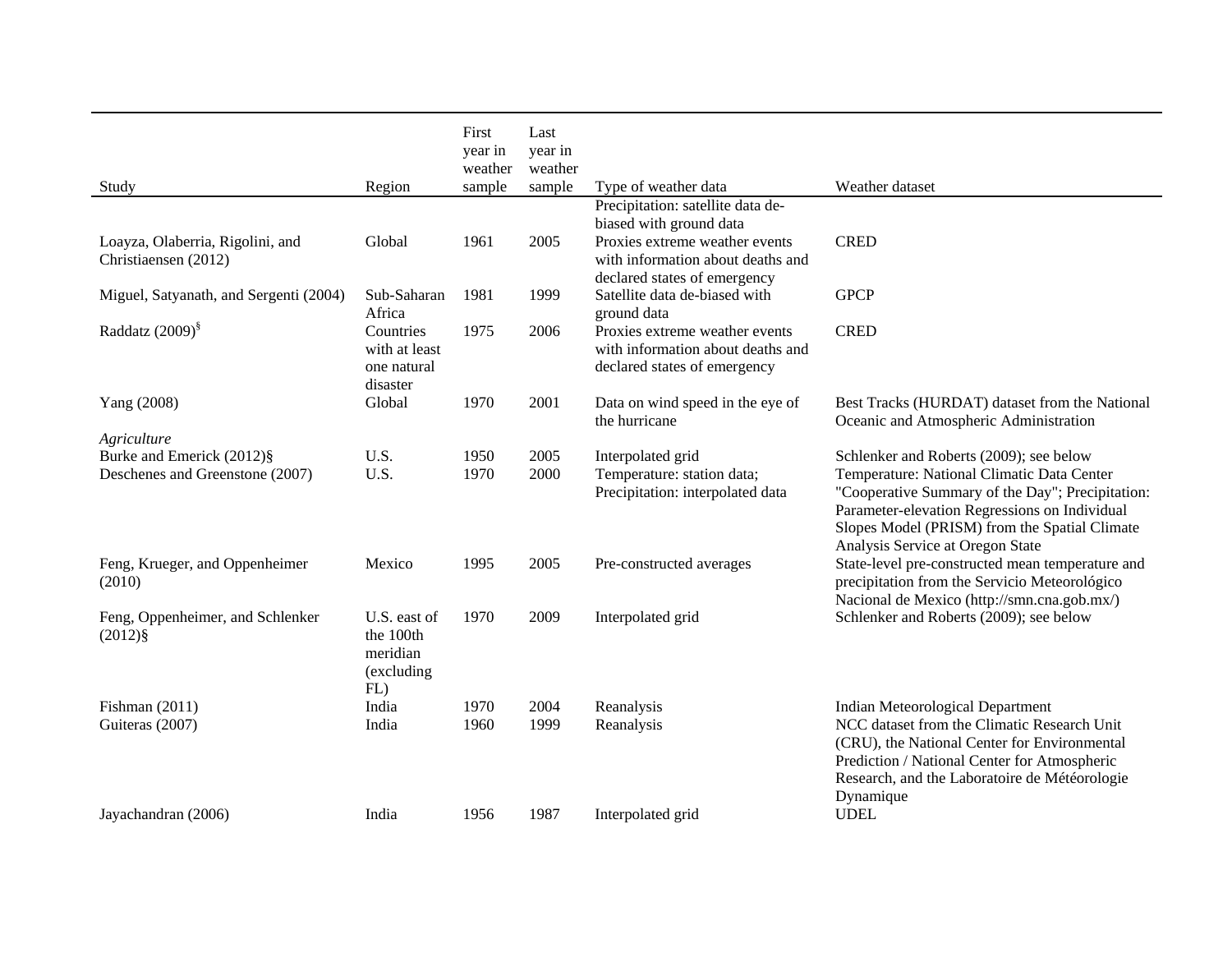| Study | Region | First year in weather sample | Last year in weather sample | Type of weather data | Weather dataset |
|---|---|---|---|---|---|
| | | | | Precipitation: satellite data de-biased with ground data | |
| Loayza, Olaberria, Rigolini, and Christiaensen (2012) | Global | 1961 | 2005 | Proxies extreme weather events with information about deaths and declared states of emergency | CRED |
| Miguel, Satyanath, and Sergenti (2004) | Sub-Saharan Africa | 1981 | 1999 | Satellite data de-biased with ground data | GPCP |
| Raddatz (2009)§ | Countries with at least one natural disaster | 1975 | 2006 | Proxies extreme weather events with information about deaths and declared states of emergency | CRED |
| Yang (2008) | Global | 1970 | 2001 | Data on wind speed in the eye of the hurricane | Best Tracks (HURDAT) dataset from the National Oceanic and Atmospheric Administration |
| *Agriculture* | | | | | |
| Burke and Emerick (2012)§ | U.S. | 1950 | 2005 | Interpolated grid | Schlenker and Roberts (2009); see below |
| Deschenes and Greenstone (2007) | U.S. | 1970 | 2000 | Temperature: station data; Precipitation: interpolated data | Temperature: National Climatic Data Center "Cooperative Summary of the Day"; Precipitation: Parameter-elevation Regressions on Individual Slopes Model (PRISM) from the Spatial Climate Analysis Service at Oregon State |
| Feng, Krueger, and Oppenheimer (2010) | Mexico | 1995 | 2005 | Pre-constructed averages | State-level pre-constructed mean temperature and precipitation from the Servicio Meteorológico Nacional de Mexico (http://smn.cna.gob.mx/) |
| Feng, Oppenheimer, and Schlenker (2012)§ | U.S. east of the 100th meridian (excluding FL) | 1970 | 2009 | Interpolated grid | Schlenker and Roberts (2009); see below |
| Fishman (2011) | India | 1970 | 2004 | Reanalysis | Indian Meteorological Department |
| Guiteras (2007) | India | 1960 | 1999 | Reanalysis | NCC dataset from the Climatic Research Unit (CRU), the National Center for Environmental Prediction / National Center for Atmospheric Research, and the Laboratoire de Météorologie Dynamique |
| Jayachandran (2006) | India | 1956 | 1987 | Interpolated grid | UDEL |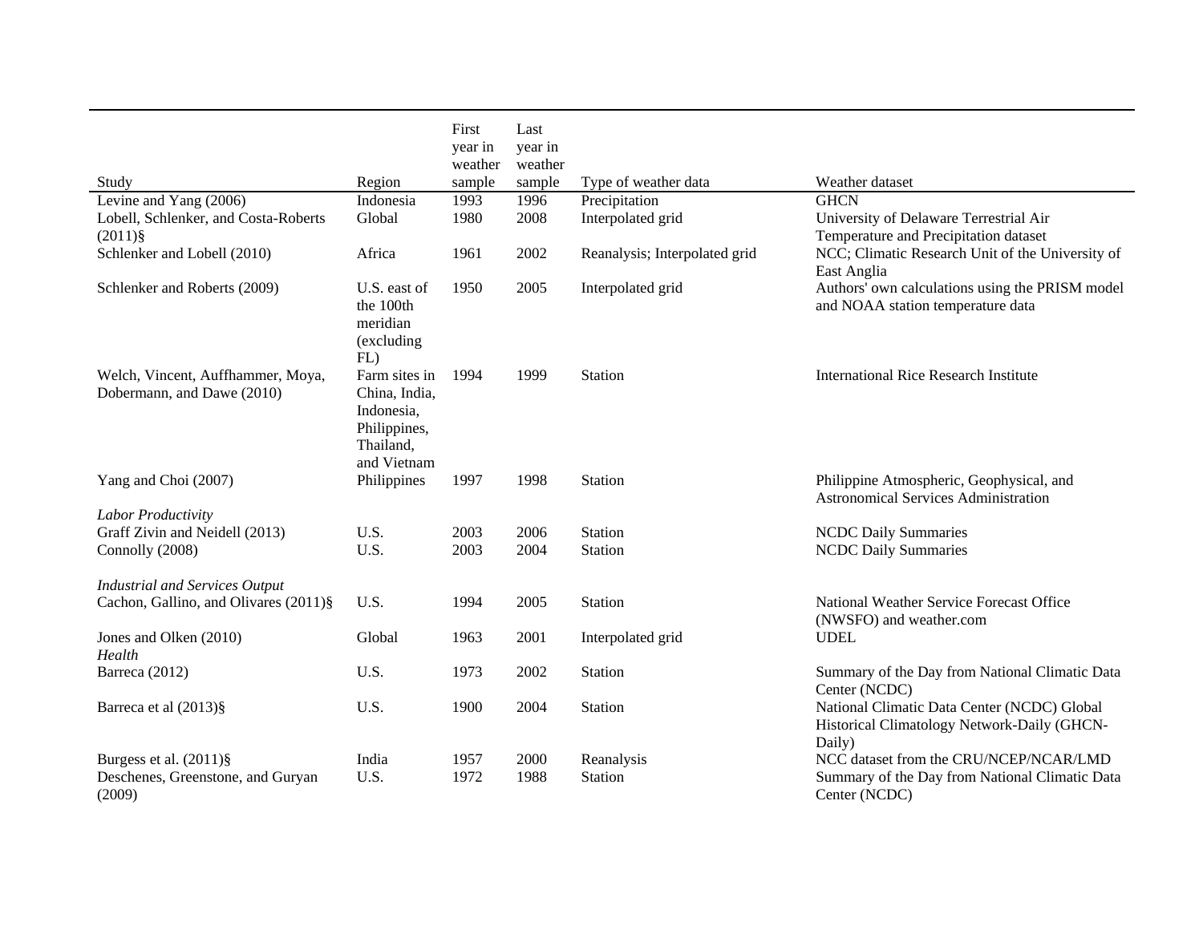| Study | Region | First year in weather sample | Last year in weather sample | Type of weather data | Weather dataset |
|---|---|---|---|---|---|
| Levine and Yang (2006) | Indonesia | 1993 | 1996 | Precipitation | GHCN |
| Lobell, Schlenker, and Costa-Roberts (2011)§ | Global | 1980 | 2008 | Interpolated grid | University of Delaware Terrestrial Air Temperature and Precipitation dataset |
| Schlenker and Lobell (2010) | Africa | 1961 | 2002 | Reanalysis; Interpolated grid | NCC; Climatic Research Unit of the University of East Anglia |
| Schlenker and Roberts (2009) | U.S. east of the 100th meridian (excluding FL) | 1950 | 2005 | Interpolated grid | Authors' own calculations using the PRISM model and NOAA station temperature data |
| Welch, Vincent, Auffhammer, Moya, Dobermann, and Dawe (2010) | Farm sites in China, India, Indonesia, Philippines, Thailand, and Vietnam | 1994 | 1999 | Station | International Rice Research Institute |
| Yang and Choi (2007) | Philippines | 1997 | 1998 | Station | Philippine Atmospheric, Geophysical, and Astronomical Services Administration |
| *Labor Productivity* | | | | | |
| Graff Zivin and Neidell (2013) | U.S. | 2003 | 2006 | Station | NCDC Daily Summaries |
| Connolly (2008) | U.S. | 2003 | 2004 | Station | NCDC Daily Summaries |
| *Industrial and Services Output* | | | | | |
| Cachon, Gallino, and Olivares (2011)§ | U.S. | 1994 | 2005 | Station | National Weather Service Forecast Office (NWSFO) and weather.com |
| Jones and Olken (2010) | Global | 1963 | 2001 | Interpolated grid | UDEL |
| *Health* | | | | | |
| Barreca (2012) | U.S. | 1973 | 2002 | Station | Summary of the Day from National Climatic Data Center (NCDC) |
| Barreca et al (2013)§ | U.S. | 1900 | 2004 | Station | National Climatic Data Center (NCDC) Global Historical Climatology Network-Daily (GHCN-Daily) |
| Burgess et al. (2011)§ | India | 1957 | 2000 | Reanalysis | NCC dataset from the CRU/NCEP/NCAR/LMD |
| Deschenes, Greenstone, and Guryan (2009) | U.S. | 1972 | 1988 | Station | Summary of the Day from National Climatic Data Center (NCDC) |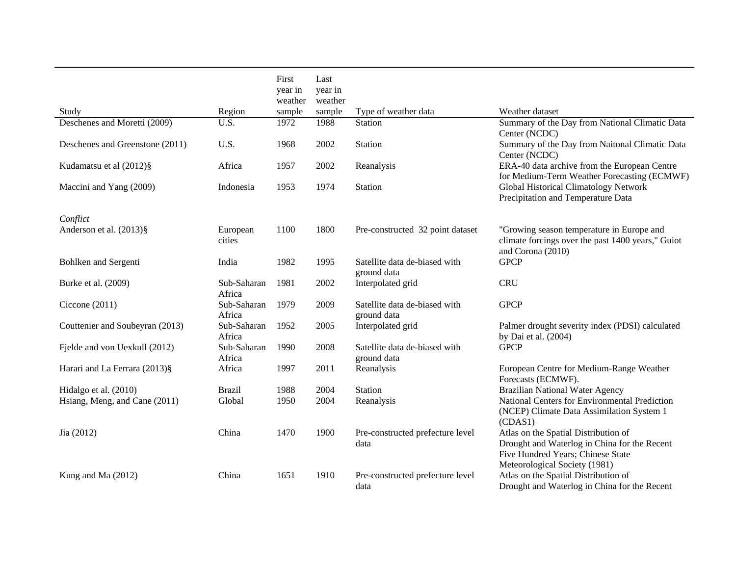| Study | Region | First year in weather sample | Last year in weather sample | Type of weather data | Weather dataset |
|---|---|---|---|---|---|
| Deschenes and Moretti (2009) | U.S. | 1972 | 1988 | Station | Summary of the Day from National Climatic Data Center (NCDC) |
| Deschenes and Greenstone (2011) | U.S. | 1968 | 2002 | Station | Summary of the Day from Naitonal Climatic Data Center (NCDC) |
| Kudamatsu et al (2012)§ | Africa | 1957 | 2002 | Reanalysis | ERA-40 data archive from the European Centre for Medium-Term Weather Forecasting (ECMWF) |
| Maccini and Yang (2009) | Indonesia | 1953 | 1974 | Station | Global Historical Climatology Network Precipitation and Temperature Data |
| *Conflict* | | | | | |
| Anderson et al. (2013)§ | European cities | 1100 | 1800 | Pre-constructed 32 point dataset | "Growing season temperature in Europe and climate forcings over the past 1400 years," Guiot and Corona (2010) |
| Bohlken and Sergenti | India | 1982 | 1995 | Satellite data de-biased with ground data | GPCP |
| Burke et al. (2009) | Sub-Saharan Africa | 1981 | 2002 | Interpolated grid | CRU |
| Ciccone (2011) | Sub-Saharan Africa | 1979 | 2009 | Satellite data de-biased with ground data | GPCP |
| Couttenier and Soubeyran (2013) | Sub-Saharan Africa | 1952 | 2005 | Interpolated grid | Palmer drought severity index (PDSI) calculated by Dai et al. (2004) |
| Fjelde and von Uexkull (2012) | Sub-Saharan Africa | 1990 | 2008 | Satellite data de-biased with ground data | GPCP |
| Harari and La Ferrara (2013)§ | Africa | 1997 | 2011 | Reanalysis | European Centre for Medium-Range Weather Forecasts (ECMWF). |
| Hidalgo et al. (2010) | Brazil | 1988 | 2004 | Station | Brazilian National Water Agency |
| Hsiang, Meng, and Cane (2011) | Global | 1950 | 2004 | Reanalysis | National Centers for Environmental Prediction (NCEP) Climate Data Assimilation System 1 (CDAS1) |
| Jia (2012) | China | 1470 | 1900 | Pre-constructed prefecture level data | Atlas on the Spatial Distribution of Drought and Waterlog in China for the Recent Five Hundred Years; Chinese State Meteorological Society (1981) |
| Kung and Ma (2012) | China | 1651 | 1910 | Pre-constructed prefecture level data | Atlas on the Spatial Distribution of Drought and Waterlog in China for the Recent |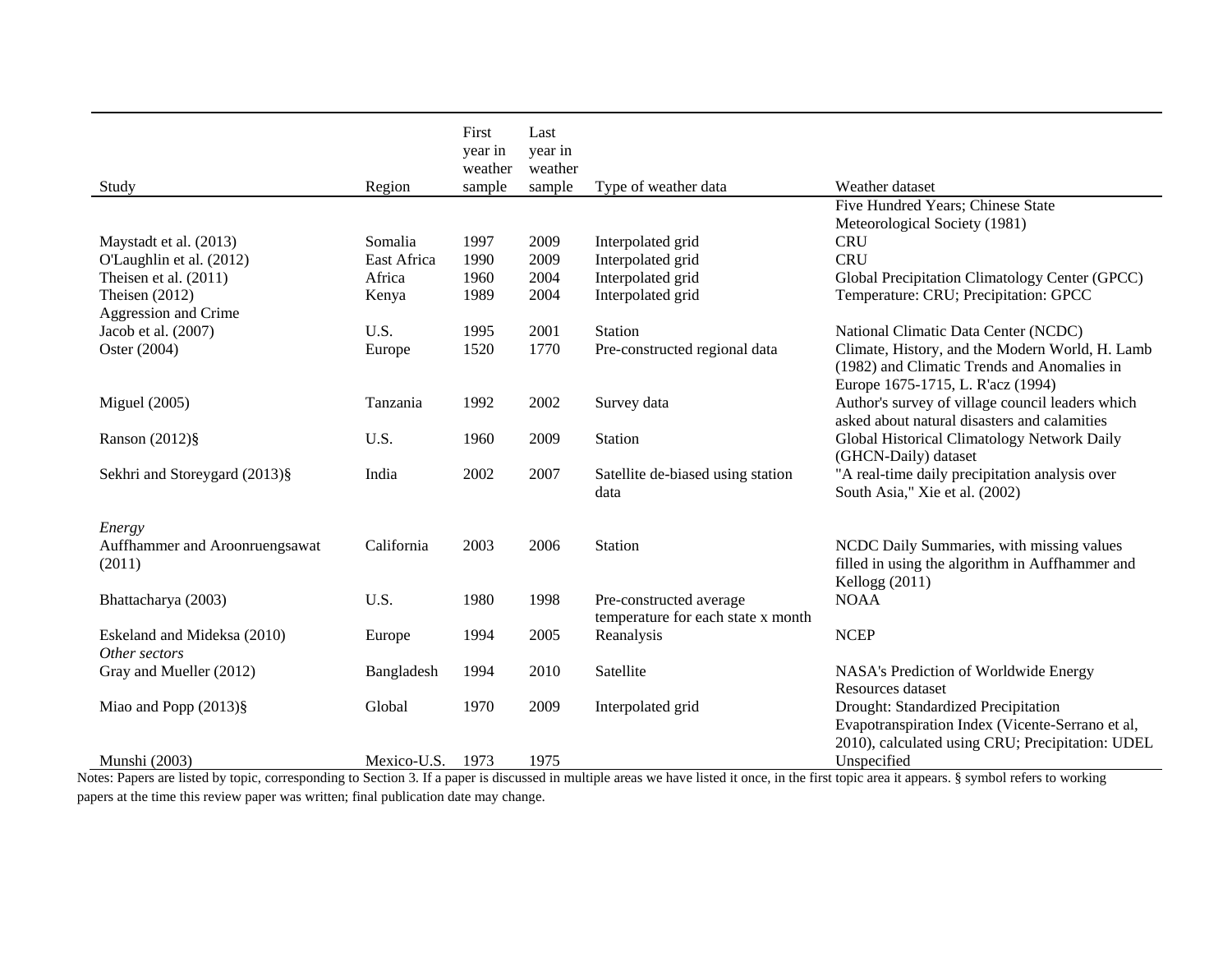| Study | Region | First year in weather sample | Last year in weather sample | Type of weather data | Weather dataset |
|---|---|---|---|---|---|
| | | | | | Five Hundred Years; Chinese State Meteorological Society (1981) |
| Maystadt et al. (2013) | Somalia | 1997 | 2009 | Interpolated grid | CRU |
| O'Laughlin et al. (2012) | East Africa | 1990 | 2009 | Interpolated grid | CRU |
| Theisen et al. (2011) | Africa | 1960 | 2004 | Interpolated grid | Global Precipitation Climatology Center (GPCC) |
| Theisen (2012) | Kenya | 1989 | 2004 | Interpolated grid | Temperature: CRU; Precipitation: GPCC |
| Aggression and Crime | | | | | |
| Jacob et al. (2007) | U.S. | 1995 | 2001 | Station | National Climatic Data Center (NCDC) |
| Oster (2004) | Europe | 1520 | 1770 | Pre-constructed regional data | Climate, History, and the Modern World, H. Lamb (1982) and Climatic Trends and Anomalies in Europe 1675-1715, L. R'acz (1994) |
| Miguel (2005) | Tanzania | 1992 | 2002 | Survey data | Author's survey of village council leaders which asked about natural disasters and calamities |
| Ranson (2012)§ | U.S. | 1960 | 2009 | Station | Global Historical Climatology Network Daily (GHCN-Daily) dataset |
| Sekhri and Storeygard (2013)§ | India | 2002 | 2007 | Satellite de-biased using station data | "A real-time daily precipitation analysis over South Asia," Xie et al. (2002) |
| *Energy* | | | | | |
| Auffhammer and Aroonruengsawat (2011) | California | 2003 | 2006 | Station | NCDC Daily Summaries, with missing values filled in using the algorithm in Auffhammer and Kellogg (2011) |
| Bhattacharya (2003) | U.S. | 1980 | 1998 | Pre-constructed average temperature for each state x month | NOAA |
| Eskeland and Mideksa (2010) | Europe | 1994 | 2005 | Reanalysis | NCEP |
| *Other sectors* | | | | | |
| Gray and Mueller (2012) | Bangladesh | 1994 | 2010 | Satellite | NASA's Prediction of Worldwide Energy Resources dataset |
| Miao and Popp (2013)§ | Global | 1970 | 2009 | Interpolated grid | Drought: Standardized Precipitation Evapotranspiration Index (Vicente-Serrano et al, 2010), calculated using CRU; Precipitation: UDEL |
| Munshi (2003) | Mexico-U.S. | 1973 | 1975 | | Unspecified |

Notes: Papers are listed by topic, corresponding to Section 3. If a paper is discussed in multiple areas we have listed it once, in the first topic area it appears. § symbol refers to working papers at the time this review paper was written; final publication date may change.